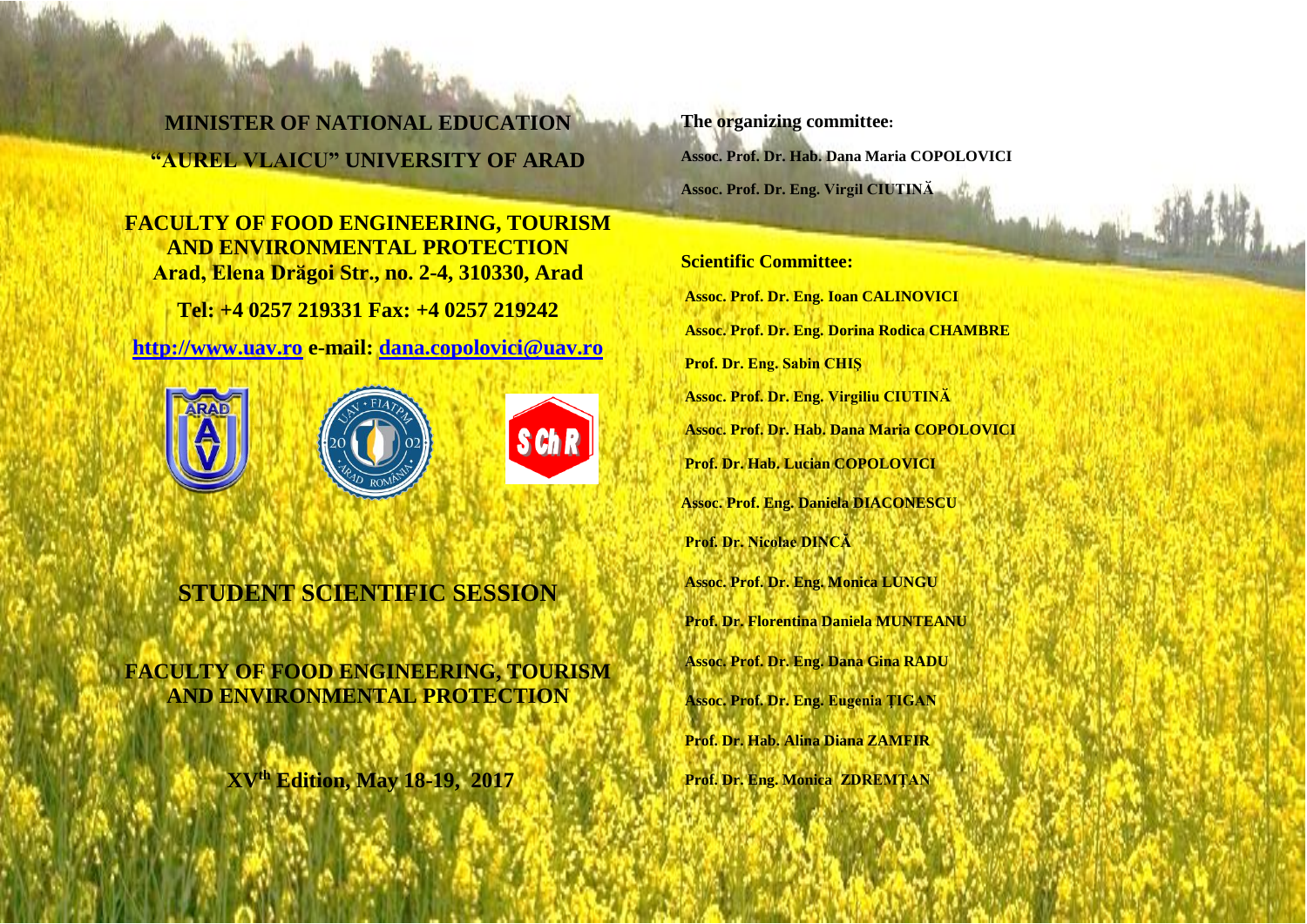# MINISTER OF NATIONAL EDUCATION

# "AUREL VLAICU" UNIVERSITY OF ARAD

## FACULTY OF FOOD ENGINEERING, TOURISM AND ENVIRONMENTAL PROTECTION

**Arad, Elena Drăgoi Str., no. 2-4, 310330, Arad**

**Tel: +4 0257 219331 Fax: +4 0257 219242**

**[http://www.uav.ro](http://www.uav.ro) e-mail: [dana.copolovici@uav.ro](mailto:dana.copolovici@uav.ro)**

# STUDENT SCIENTIFIC SESSION

## FACULTY OF FOOD ENGINEERING, TOURISM AND ENVIRONMENTAL PROTECTION

**XV$^{th}$ Edition, May 18-19, 2017**

**The organizing committee:**

**Assoc. Prof. Dr. Hab. Dana Maria COPOLOVICI**

**Assoc. Prof. Dr. Eng. Virgil CIUTINĂ**

**Scientific Committee:**

**Assoc. Prof. Dr. Eng. Ioan CALINOVICI**

**Assoc. Prof. Dr. Eng. Dorina Rodica CHAMBRE**

**Prof. Dr. Eng. Sabin CHIȘ**

**Assoc. Prof. Dr. Eng. Virgiliu CIUTINĂ**

**Assoc. Prof. Dr. Hab. Dana Maria COPOLOVICI**

**Prof. Dr. Hab. Lucian COPOLOVICI**

**Assoc. Prof. Eng. Daniela DIACONESCU**

**Prof. Dr. Nicolae DINCĂ**

**Assoc. Prof. Dr. Eng. Monica LUNGU**

**Prof. Dr. Florentina Daniela MUNTEANU**

**Assoc. Prof. Dr. Eng. Dana Gina RADU**

**Assoc. Prof. Dr. Eng. Eugenia ȚIGAN**

**Prof. Dr. Hab. Alina Diana ZAMFIR**

**Prof. Dr. Eng. Monica ZDREMȚAN**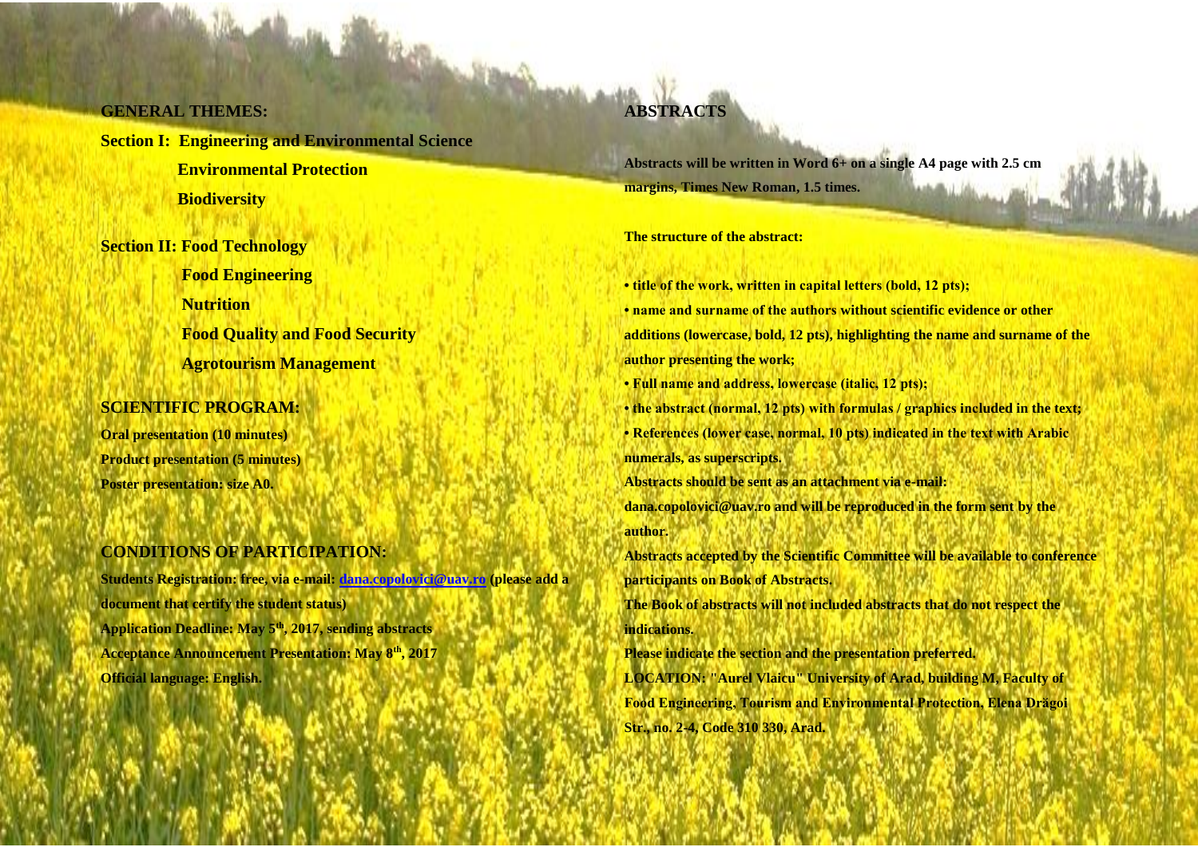## GENERAL THEMES:

**Section I: Engineering and Environmental Science**

**Environmental Protection**

**Biodiversity**

**Section II: Food Technology**

**Food Engineering**

**Nutrition**

**Food Quality and Food Security**

**Agrotourism Management**

## SCIENTIFIC PROGRAM:

**Oral presentation (10 minutes)**

**Product presentation (5 minutes)**

**Poster presentation: size A0.**

## CONDITIONS OF PARTICIPATION:

**Students Registration: free, via e-mail: dana.copolovici@uav.ro (please add a document that certify the student status)**

**Application Deadline: May 5th, 2017, sending abstracts**

**Acceptance Announcement Presentation: May 8th, 2017**

**Official language: English.**

## ABSTRACTS

**Abstracts will be written in Word 6+ on a single A4 page with 2.5 cm margins, Times New Roman, 1.5 times.**

**The structure of the abstract:**

- **title of the work, written in capital letters (bold, 12 pts);**
- **name and surname of the authors without scientific evidence or other additions (lowercase, bold, 12 pts), highlighting the name and surname of the author presenting the work;**
- **Full name and address, lowercase (italic, 12 pts);**
- **the abstract (normal, 12 pts) with formulas / graphics included in the text;**
- **References (lower case, normal, 10 pts) indicated in the text with Arabic numerals, as superscripts.**

**Abstracts should be sent as an attachment via e-mail: dana.copolovici@uav.ro and will be reproduced in the form sent by the author.**

**Abstracts accepted by the Scientific Committee will be available to conference participants on Book of Abstracts.**

**The Book of abstracts will not included abstracts that do not respect the indications.**

**Please indicate the section and the presentation preferred.**

**LOCATION: "Aurel Vlaicu" University of Arad, building M, Faculty of Food Engineering, Tourism and Environmental Protection, Elena Drăgoi Str., no. 2-4, Code 310 330, Arad.**